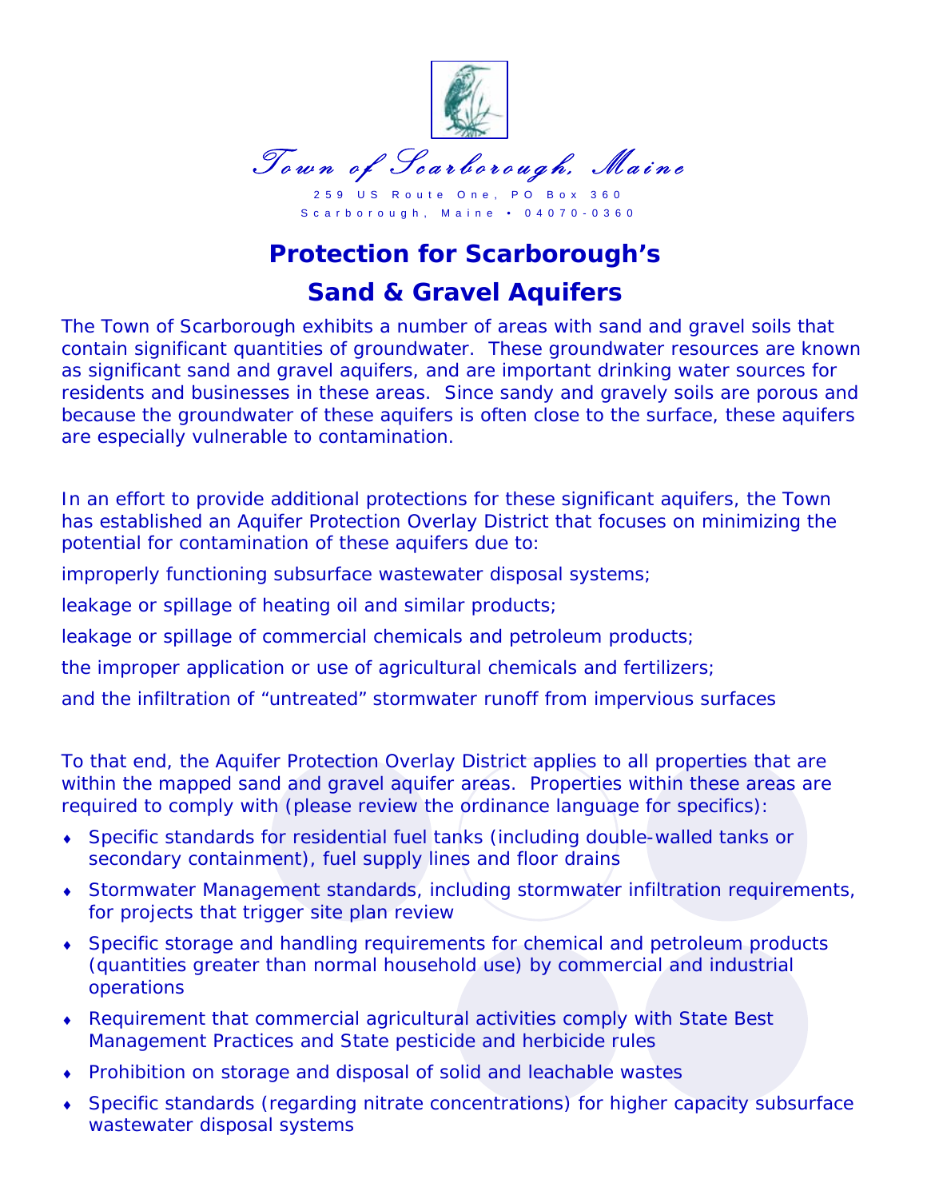Town of Scarborough, Maine

259 US Route One, PO Box 360
Scarborough, Maine • 04070-0360

# Protection for Scarborough's Sand & Gravel Aquifers

The Town of Scarborough exhibits a number of areas with sand and gravel soils that contain significant quantities of groundwater. These groundwater resources are known as significant sand and gravel aquifers, and are important drinking water sources for residents and businesses in these areas. Since sandy and gravely soils are porous and because the groundwater of these aquifers is often close to the surface, these aquifers are especially vulnerable to contamination.

In an effort to provide additional protections for these significant aquifers, the Town has established an Aquifer Protection Overlay District that focuses on minimizing the potential for contamination of these aquifers due to:

improperly functioning subsurface wastewater disposal systems;

leakage or spillage of heating oil and similar products;

leakage or spillage of commercial chemicals and petroleum products;

the improper application or use of agricultural chemicals and fertilizers;

and the infiltration of "untreated" stormwater runoff from impervious surfaces

To that end, the Aquifer Protection Overlay District applies to all properties that are within the mapped sand and gravel aquifer areas. Properties within these areas are required to comply with (please review the ordinance language for specifics):

- Specific standards for residential fuel tanks (including double-walled tanks or secondary containment), fuel supply lines and floor drains
- Stormwater Management standards, including stormwater infiltration requirements, for projects that trigger site plan review
- Specific storage and handling requirements for chemical and petroleum products (quantities greater than normal household use) by commercial and industrial operations
- Requirement that commercial agricultural activities comply with State Best Management Practices and State pesticide and herbicide rules
- Prohibition on storage and disposal of solid and leachable wastes
- Specific standards (regarding nitrate concentrations) for higher capacity subsurface wastewater disposal systems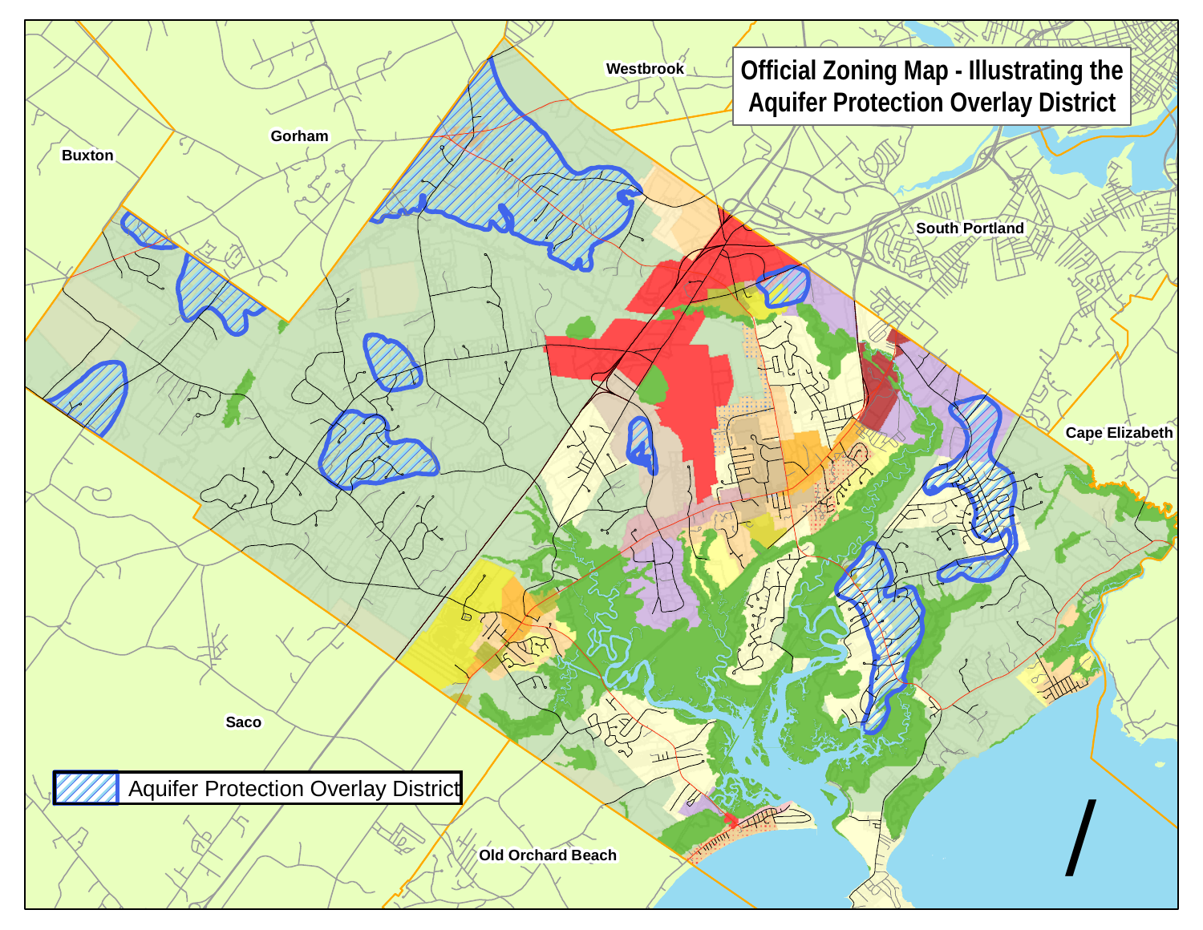# Official Zoning Map - Illustrating the Aquifer Protection Overlay District

Westbrook

Gorham

Buxton

South Portland

Cape Elizabeth

Saco

Old Orchard Beach

Aquifer Protection Overlay District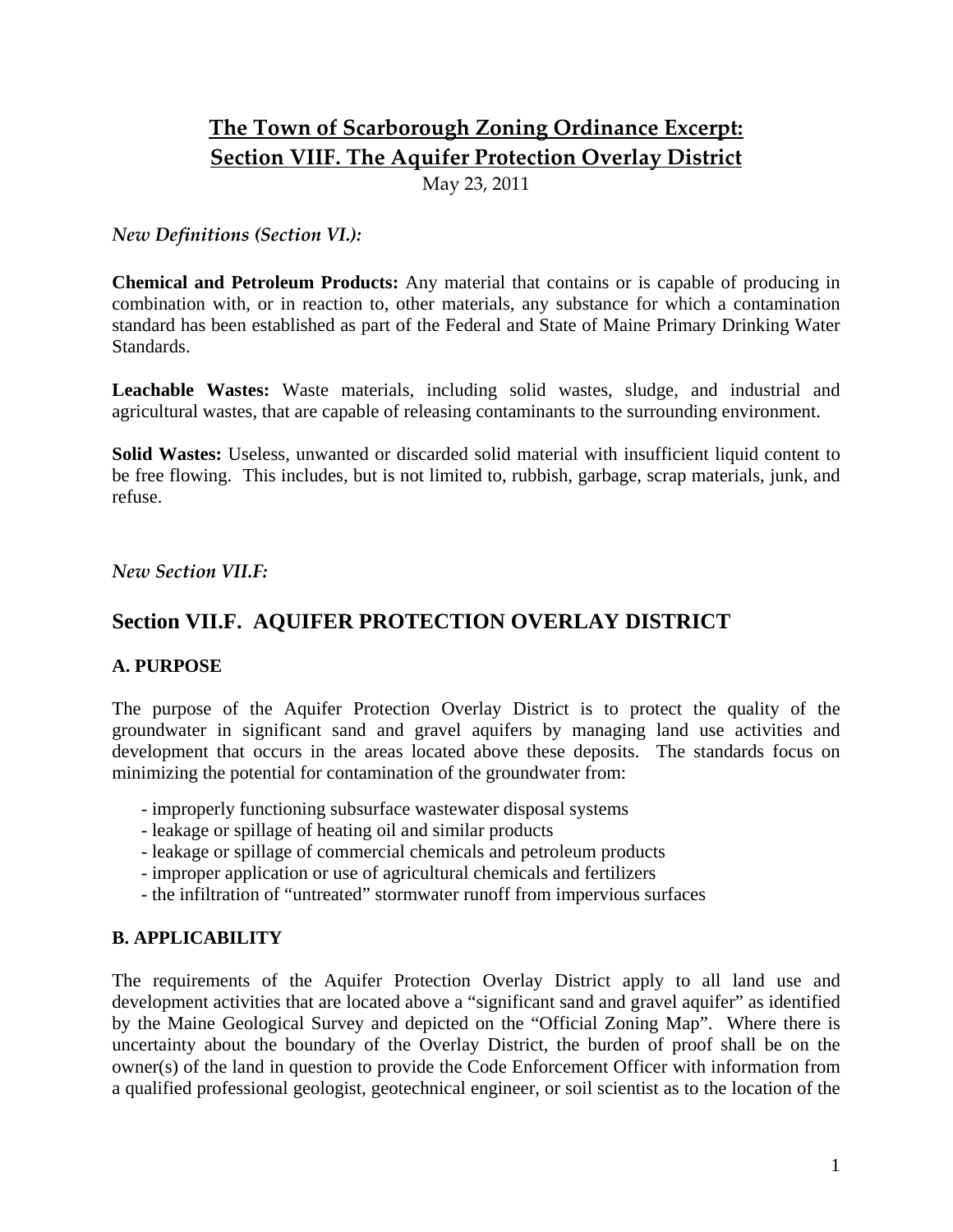# The Town of Scarborough Zoning Ordinance Excerpt: Section VIIF. The Aquifer Protection Overlay District

May 23, 2011

*New Definitions (Section VI.):*

**Chemical and Petroleum Products:** Any material that contains or is capable of producing in combination with, or in reaction to, other materials, any substance for which a contamination standard has been established as part of the Federal and State of Maine Primary Drinking Water Standards.

**Leachable Wastes:** Waste materials, including solid wastes, sludge, and industrial and agricultural wastes, that are capable of releasing contaminants to the surrounding environment.

**Solid Wastes:** Useless, unwanted or discarded solid material with insufficient liquid content to be free flowing. This includes, but is not limited to, rubbish, garbage, scrap materials, junk, and refuse.

*New Section VII.F:*

## Section VII.F. AQUIFER PROTECTION OVERLAY DISTRICT

### A. PURPOSE

The purpose of the Aquifer Protection Overlay District is to protect the quality of the groundwater in significant sand and gravel aquifers by managing land use activities and development that occurs in the areas located above these deposits. The standards focus on minimizing the potential for contamination of the groundwater from:

- improperly functioning subsurface wastewater disposal systems
- leakage or spillage of heating oil and similar products
- leakage or spillage of commercial chemicals and petroleum products
- improper application or use of agricultural chemicals and fertilizers
- the infiltration of "untreated" stormwater runoff from impervious surfaces

### B. APPLICABILITY

The requirements of the Aquifer Protection Overlay District apply to all land use and development activities that are located above a "significant sand and gravel aquifer" as identified by the Maine Geological Survey and depicted on the "Official Zoning Map". Where there is uncertainty about the boundary of the Overlay District, the burden of proof shall be on the owner(s) of the land in question to provide the Code Enforcement Officer with information from a qualified professional geologist, geotechnical engineer, or soil scientist as to the location of the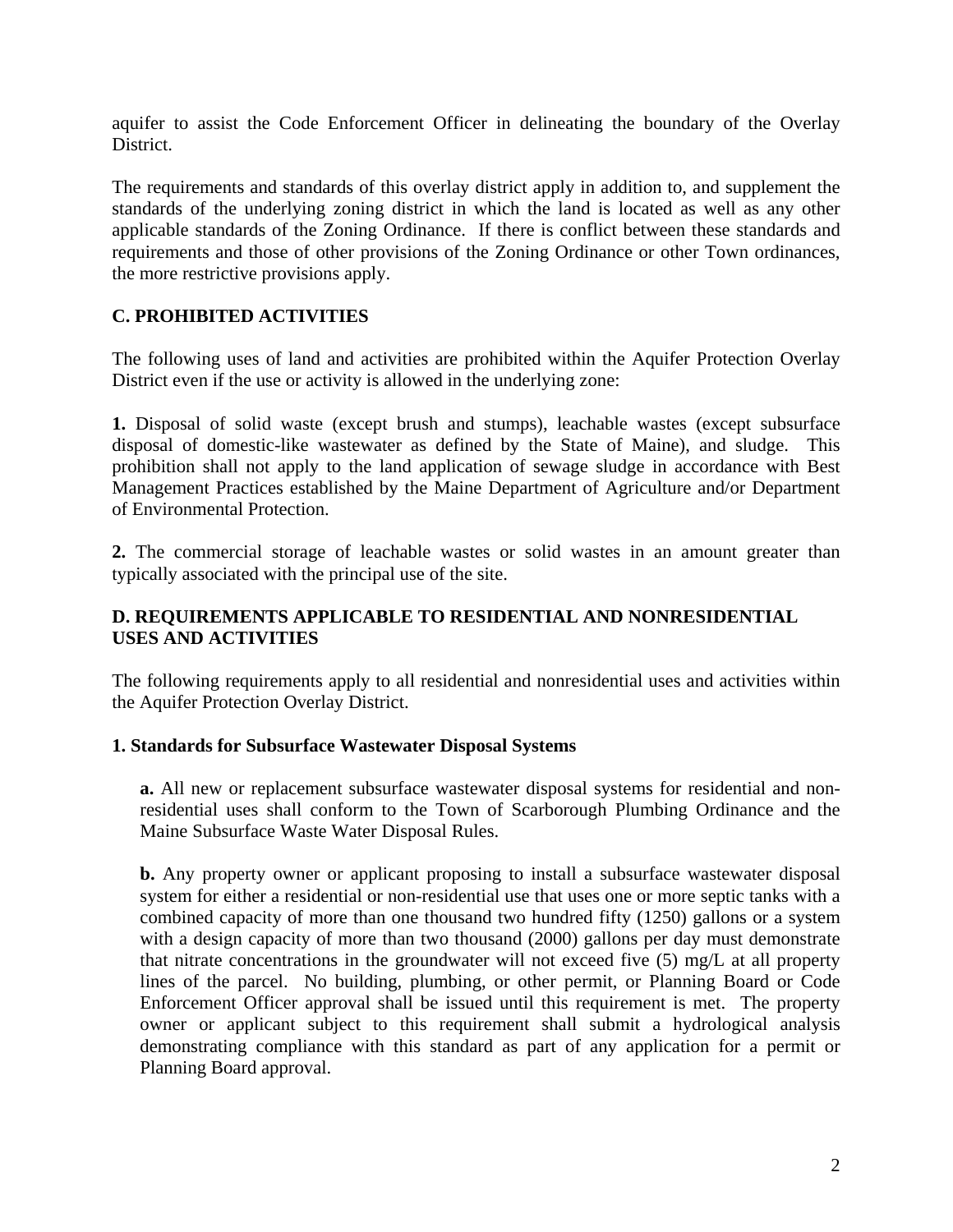aquifer to assist the Code Enforcement Officer in delineating the boundary of the Overlay District.

The requirements and standards of this overlay district apply in addition to, and supplement the standards of the underlying zoning district in which the land is located as well as any other applicable standards of the Zoning Ordinance. If there is conflict between these standards and requirements and those of other provisions of the Zoning Ordinance or other Town ordinances, the more restrictive provisions apply.

## C. PROHIBITED ACTIVITIES

The following uses of land and activities are prohibited within the Aquifer Protection Overlay District even if the use or activity is allowed in the underlying zone:

**1.** Disposal of solid waste (except brush and stumps), leachable wastes (except subsurface disposal of domestic-like wastewater as defined by the State of Maine), and sludge. This prohibition shall not apply to the land application of sewage sludge in accordance with Best Management Practices established by the Maine Department of Agriculture and/or Department of Environmental Protection.

**2.** The commercial storage of leachable wastes or solid wastes in an amount greater than typically associated with the principal use of the site.

## D. REQUIREMENTS APPLICABLE TO RESIDENTIAL AND NONRESIDENTIAL USES AND ACTIVITIES

The following requirements apply to all residential and nonresidential uses and activities within the Aquifer Protection Overlay District.

### 1. Standards for Subsurface Wastewater Disposal Systems

**a.** All new or replacement subsurface wastewater disposal systems for residential and non-residential uses shall conform to the Town of Scarborough Plumbing Ordinance and the Maine Subsurface Waste Water Disposal Rules.

**b.** Any property owner or applicant proposing to install a subsurface wastewater disposal system for either a residential or non-residential use that uses one or more septic tanks with a combined capacity of more than one thousand two hundred fifty (1250) gallons or a system with a design capacity of more than two thousand (2000) gallons per day must demonstrate that nitrate concentrations in the groundwater will not exceed five (5) mg/L at all property lines of the parcel. No building, plumbing, or other permit, or Planning Board or Code Enforcement Officer approval shall be issued until this requirement is met. The property owner or applicant subject to this requirement shall submit a hydrological analysis demonstrating compliance with this standard as part of any application for a permit or Planning Board approval.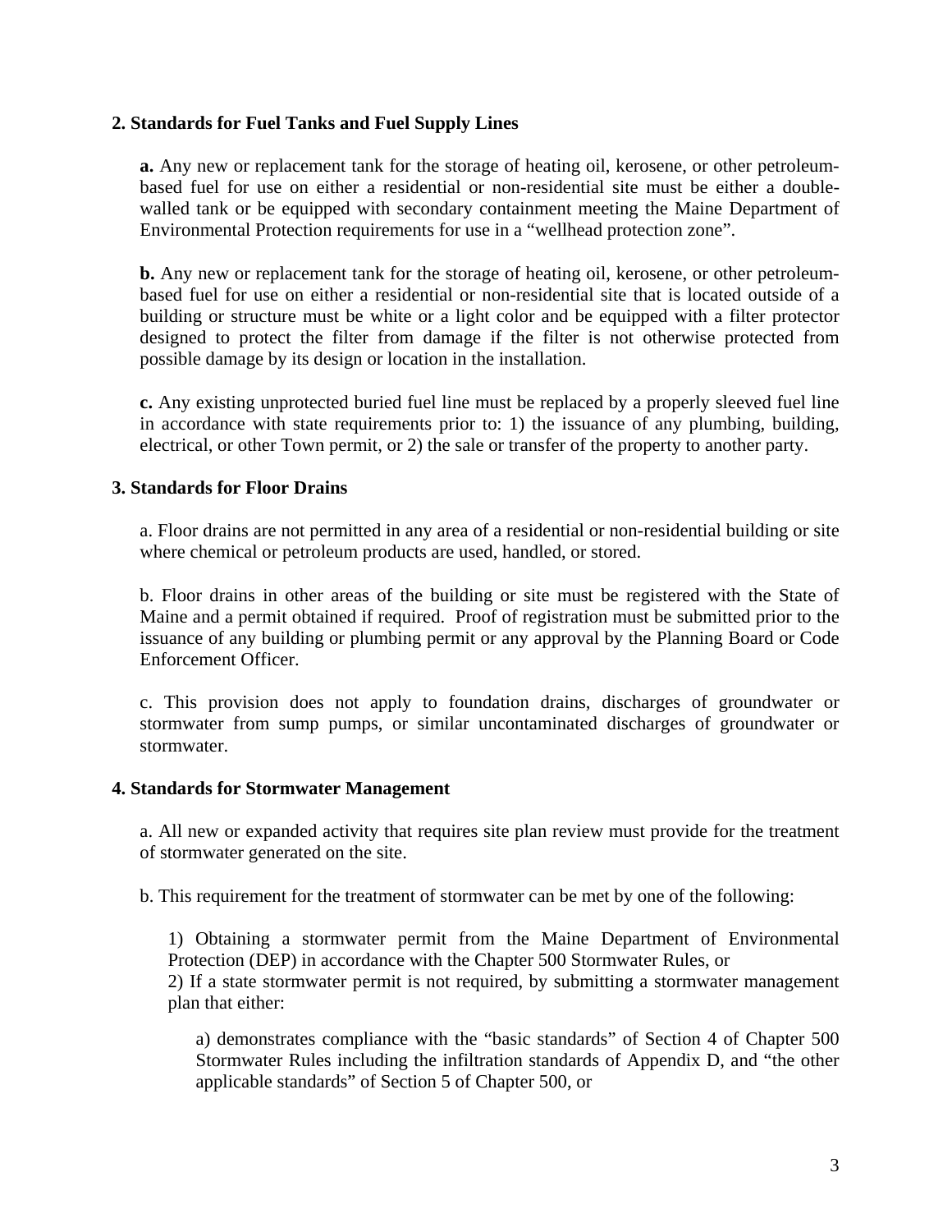**2. Standards for Fuel Tanks and Fuel Supply Lines**

**a.** Any new or replacement tank for the storage of heating oil, kerosene, or other petroleum-based fuel for use on either a residential or non-residential site must be either a double-walled tank or be equipped with secondary containment meeting the Maine Department of Environmental Protection requirements for use in a "wellhead protection zone".

**b.** Any new or replacement tank for the storage of heating oil, kerosene, or other petroleum-based fuel for use on either a residential or non-residential site that is located outside of a building or structure must be white or a light color and be equipped with a filter protector designed to protect the filter from damage if the filter is not otherwise protected from possible damage by its design or location in the installation.

**c.** Any existing unprotected buried fuel line must be replaced by a properly sleeved fuel line in accordance with state requirements prior to: 1) the issuance of any plumbing, building, electrical, or other Town permit, or 2) the sale or transfer of the property to another party.

**3. Standards for Floor Drains**

a. Floor drains are not permitted in any area of a residential or non-residential building or site where chemical or petroleum products are used, handled, or stored.

b. Floor drains in other areas of the building or site must be registered with the State of Maine and a permit obtained if required. Proof of registration must be submitted prior to the issuance of any building or plumbing permit or any approval by the Planning Board or Code Enforcement Officer.

c. This provision does not apply to foundation drains, discharges of groundwater or stormwater from sump pumps, or similar uncontaminated discharges of groundwater or stormwater.

**4. Standards for Stormwater Management**

a. All new or expanded activity that requires site plan review must provide for the treatment of stormwater generated on the site.

b. This requirement for the treatment of stormwater can be met by one of the following:

1) Obtaining a stormwater permit from the Maine Department of Environmental Protection (DEP) in accordance with the Chapter 500 Stormwater Rules, or
2) If a state stormwater permit is not required, by submitting a stormwater management plan that either:

a) demonstrates compliance with the "basic standards" of Section 4 of Chapter 500 Stormwater Rules including the infiltration standards of Appendix D, and "the other applicable standards" of Section 5 of Chapter 500, or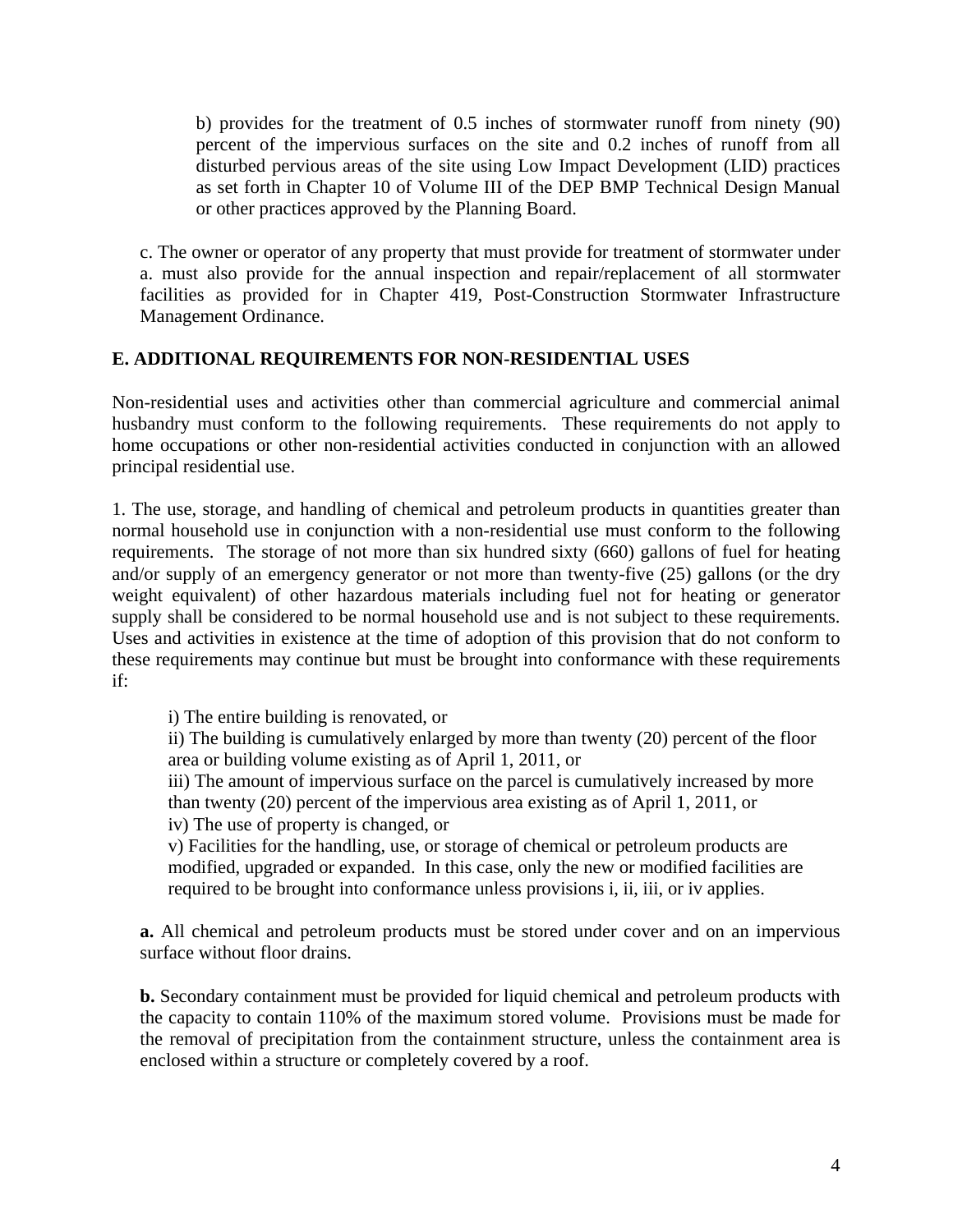b) provides for the treatment of 0.5 inches of stormwater runoff from ninety (90) percent of the impervious surfaces on the site and 0.2 inches of runoff from all disturbed pervious areas of the site using Low Impact Development (LID) practices as set forth in Chapter 10 of Volume III of the DEP BMP Technical Design Manual or other practices approved by the Planning Board.

c. The owner or operator of any property that must provide for treatment of stormwater under a. must also provide for the annual inspection and repair/replacement of all stormwater facilities as provided for in Chapter 419, Post-Construction Stormwater Infrastructure Management Ordinance.

**E. ADDITIONAL REQUIREMENTS FOR NON-RESIDENTIAL USES**

Non-residential uses and activities other than commercial agriculture and commercial animal husbandry must conform to the following requirements. These requirements do not apply to home occupations or other non-residential activities conducted in conjunction with an allowed principal residential use.

1. The use, storage, and handling of chemical and petroleum products in quantities greater than normal household use in conjunction with a non-residential use must conform to the following requirements. The storage of not more than six hundred sixty (660) gallons of fuel for heating and/or supply of an emergency generator or not more than twenty-five (25) gallons (or the dry weight equivalent) of other hazardous materials including fuel not for heating or generator supply shall be considered to be normal household use and is not subject to these requirements. Uses and activities in existence at the time of adoption of this provision that do not conform to these requirements may continue but must be brought into conformance with these requirements if:

i) The entire building is renovated, or
ii) The building is cumulatively enlarged by more than twenty (20) percent of the floor area or building volume existing as of April 1, 2011, or
iii) The amount of impervious surface on the parcel is cumulatively increased by more than twenty (20) percent of the impervious area existing as of April 1, 2011, or
iv) The use of property is changed, or
v) Facilities for the handling, use, or storage of chemical or petroleum products are modified, upgraded or expanded. In this case, only the new or modified facilities are required to be brought into conformance unless provisions i, ii, iii, or iv applies.

**a.** All chemical and petroleum products must be stored under cover and on an impervious surface without floor drains.

**b.** Secondary containment must be provided for liquid chemical and petroleum products with the capacity to contain 110% of the maximum stored volume. Provisions must be made for the removal of precipitation from the containment structure, unless the containment area is enclosed within a structure or completely covered by a roof.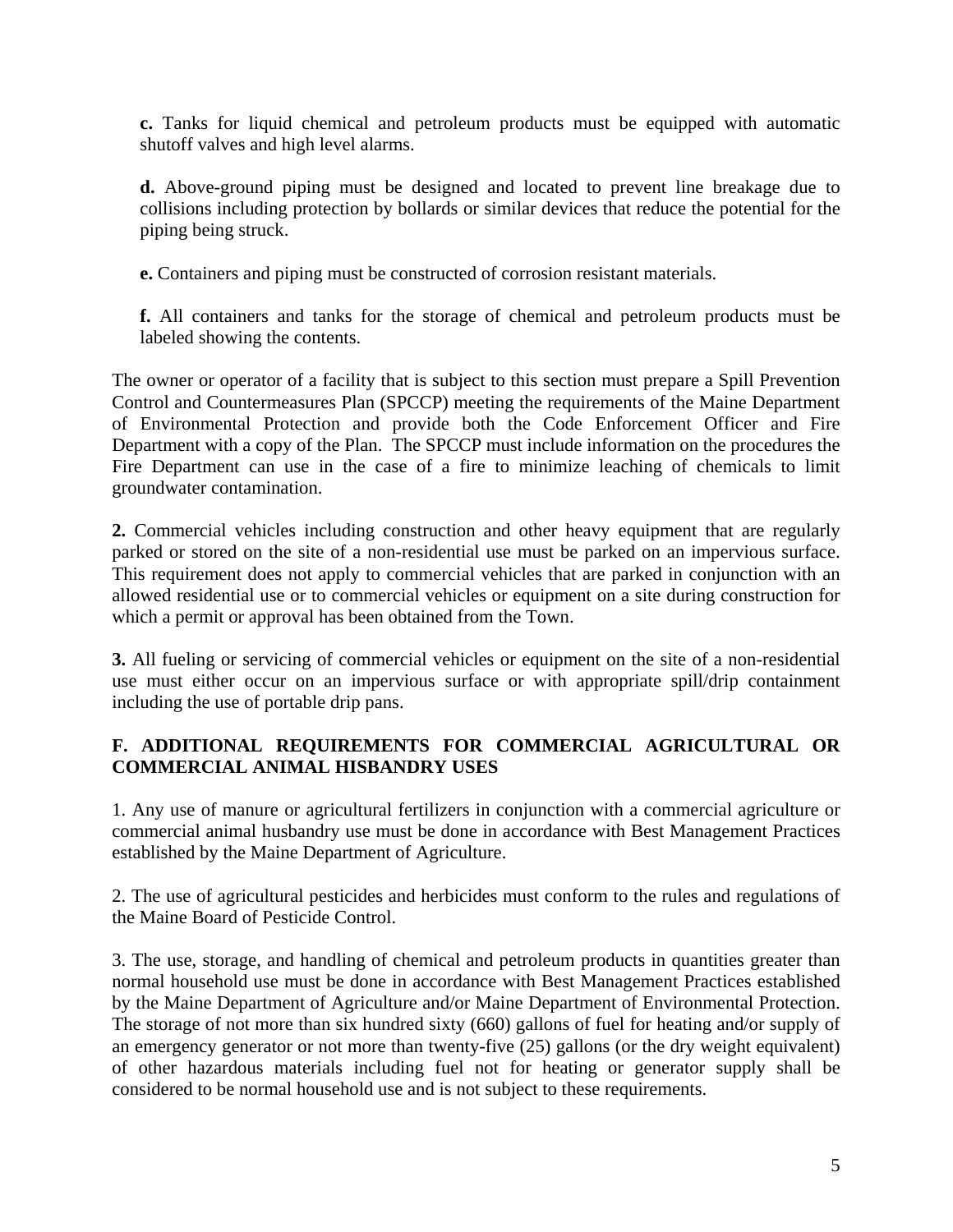**c.** Tanks for liquid chemical and petroleum products must be equipped with automatic shutoff valves and high level alarms.

**d.** Above-ground piping must be designed and located to prevent line breakage due to collisions including protection by bollards or similar devices that reduce the potential for the piping being struck.

**e.** Containers and piping must be constructed of corrosion resistant materials.

**f.** All containers and tanks for the storage of chemical and petroleum products must be labeled showing the contents.

The owner or operator of a facility that is subject to this section must prepare a Spill Prevention Control and Countermeasures Plan (SPCCP) meeting the requirements of the Maine Department of Environmental Protection and provide both the Code Enforcement Officer and Fire Department with a copy of the Plan. The SPCCP must include information on the procedures the Fire Department can use in the case of a fire to minimize leaching of chemicals to limit groundwater contamination.

**2.** Commercial vehicles including construction and other heavy equipment that are regularly parked or stored on the site of a non-residential use must be parked on an impervious surface. This requirement does not apply to commercial vehicles that are parked in conjunction with an allowed residential use or to commercial vehicles or equipment on a site during construction for which a permit or approval has been obtained from the Town.

**3.** All fueling or servicing of commercial vehicles or equipment on the site of a non-residential use must either occur on an impervious surface or with appropriate spill/drip containment including the use of portable drip pans.

### F. ADDITIONAL REQUIREMENTS FOR COMMERCIAL AGRICULTURAL OR COMMERCIAL ANIMAL HISBANDRY USES

1. Any use of manure or agricultural fertilizers in conjunction with a commercial agriculture or commercial animal husbandry use must be done in accordance with Best Management Practices established by the Maine Department of Agriculture.

2. The use of agricultural pesticides and herbicides must conform to the rules and regulations of the Maine Board of Pesticide Control.

3. The use, storage, and handling of chemical and petroleum products in quantities greater than normal household use must be done in accordance with Best Management Practices established by the Maine Department of Agriculture and/or Maine Department of Environmental Protection. The storage of not more than six hundred sixty (660) gallons of fuel for heating and/or supply of an emergency generator or not more than twenty-five (25) gallons (or the dry weight equivalent) of other hazardous materials including fuel not for heating or generator supply shall be considered to be normal household use and is not subject to these requirements.